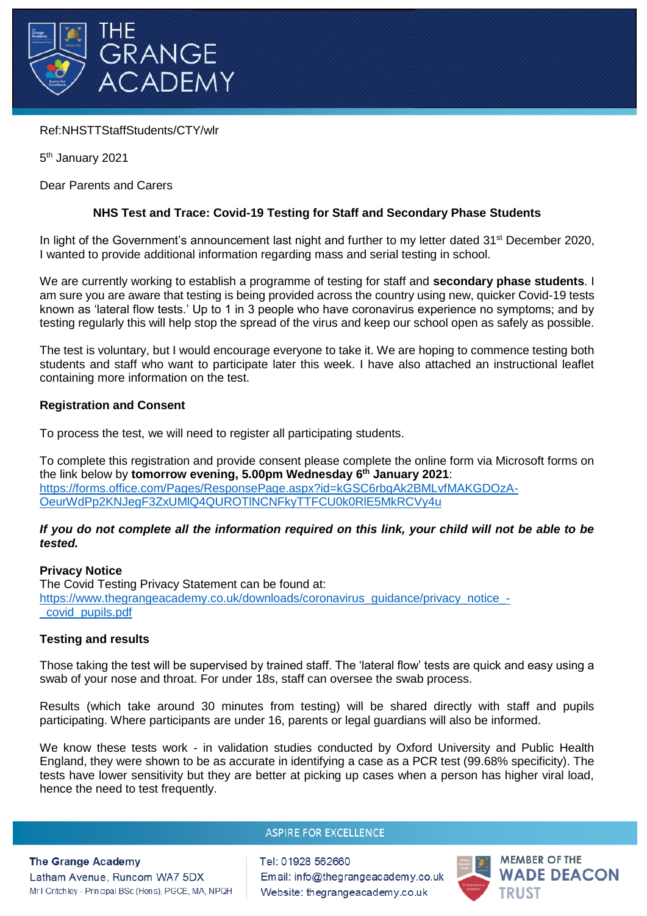# THE GRANGE ACADEMY

Ref:NHSTTStaffStudents/CTY/wlr

5th January 2021

Dear Parents and Carers

**NHS Test and Trace: Covid-19 Testing for Staff and Secondary Phase Students**

In light of the Government's announcement last night and further to my letter dated 31st December 2020, I wanted to provide additional information regarding mass and serial testing in school.

We are currently working to establish a programme of testing for staff and **secondary phase students**. I am sure you are aware that testing is being provided across the country using new, quicker Covid-19 tests known as 'lateral flow tests.' Up to 1 in 3 people who have coronavirus experience no symptoms; and by testing regularly this will help stop the spread of the virus and keep our school open as safely as possible.

The test is voluntary, but I would encourage everyone to take it. We are hoping to commence testing both students and staff who want to participate later this week. I have also attached an instructional leaflet containing more information on the test.

**Registration and Consent**

To process the test, we will need to register all participating students.

To complete this registration and provide consent please complete the online form via Microsoft forms on the link below by **tomorrow evening, 5.00pm Wednesday 6th January 2021**:
https://forms.office.com/Pages/ResponsePage.aspx?id=kGSC6rbgAk2BMLvfMAKGDOzA-OeurWdPp2KNJegF3ZxUMlQ4QUROTlNCNFkyTTFCU0k0RlE5MkRCVy4u

***If you do not complete all the information required on this link, your child will not be able to be tested.***

**Privacy Notice**
The Covid Testing Privacy Statement can be found at:
https://www.thegrangeacademy.co.uk/downloads/coronavirus_guidance/privacy_notice_-_covid_pupils.pdf

**Testing and results**

Those taking the test will be supervised by trained staff. The 'lateral flow' tests are quick and easy using a swab of your nose and throat. For under 18s, staff can oversee the swab process.

Results (which take around 30 minutes from testing) will be shared directly with staff and pupils participating. Where participants are under 16, parents or legal guardians will also be informed.

We know these tests work - in validation studies conducted by Oxford University and Public Health England, they were shown to be as accurate in identifying a case as a PCR test (99.68% specificity). The tests have lower sensitivity but they are better at picking up cases when a person has higher viral load, hence the need to test frequently.

ASPIRE FOR EXCELLENCE

**The Grange Academy**
Latham Avenue, Runcorn WA7 5DX
Mr I Critchley - Principal BSc (Hons), PGCE, MA, NPQH

Tel: 01928 562660
Email: info@thegrangeacademy.co.uk
Website: thegrangeacademy.co.uk

MEMBER OF THE WADE DEACON TRUST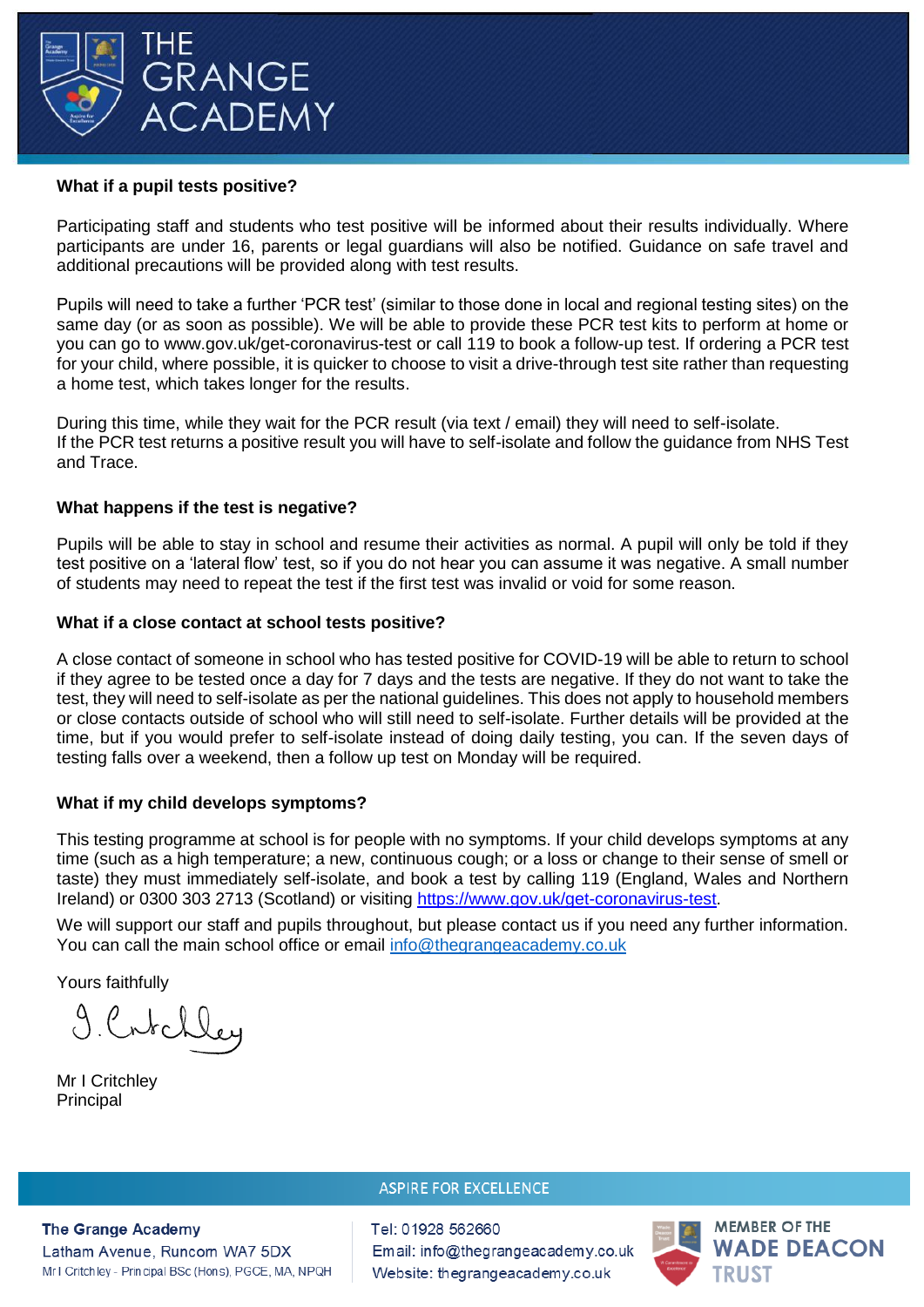**What if a pupil tests positive?**

Participating staff and students who test positive will be informed about their results individually. Where participants are under 16, parents or legal guardians will also be notified. Guidance on safe travel and additional precautions will be provided along with test results.

Pupils will need to take a further 'PCR test' (similar to those done in local and regional testing sites) on the same day (or as soon as possible). We will be able to provide these PCR test kits to perform at home or you can go to www.gov.uk/get-coronavirus-test or call 119 to book a follow-up test. If ordering a PCR test for your child, where possible, it is quicker to choose to visit a drive-through test site rather than requesting a home test, which takes longer for the results.

During this time, while they wait for the PCR result (via text / email) they will need to self-isolate.
If the PCR test returns a positive result you will have to self-isolate and follow the guidance from NHS Test and Trace.

**What happens if the test is negative?**

Pupils will be able to stay in school and resume their activities as normal. A pupil will only be told if they test positive on a 'lateral flow' test, so if you do not hear you can assume it was negative. A small number of students may need to repeat the test if the first test was invalid or void for some reason.

**What if a close contact at school tests positive?**

A close contact of someone in school who has tested positive for COVID-19 will be able to return to school if they agree to be tested once a day for 7 days and the tests are negative. If they do not want to take the test, they will need to self-isolate as per the national guidelines. This does not apply to household members or close contacts outside of school who will still need to self-isolate. Further details will be provided at the time, but if you would prefer to self-isolate instead of doing daily testing, you can. If the seven days of testing falls over a weekend, then a follow up test on Monday will be required.

**What if my child develops symptoms?**

This testing programme at school is for people with no symptoms. If your child develops symptoms at any time (such as a high temperature; a new, continuous cough; or a loss or change to their sense of smell or taste) they must immediately self-isolate, and book a test by calling 119 (England, Wales and Northern Ireland) or 0300 303 2713 (Scotland) or visiting https://www.gov.uk/get-coronavirus-test.

We will support our staff and pupils throughout, but please contact us if you need any further information. You can call the main school office or email info@thegrangeacademy.co.uk

Yours faithfully

I. Critchley

Mr I Critchley
Principal

ASPIRE FOR EXCELLENCE

**The Grange Academy**
Latham Avenue, Runcorn WA7 5DX
Mr I Critchley - Principal BSc (Hons), PGCE, MA, NPQH

Tel: 01928 562660
Email: info@thegrangeacademy.co.uk
Website: thegrangeacademy.co.uk

MEMBER OF THE WADE DEACON TRUST